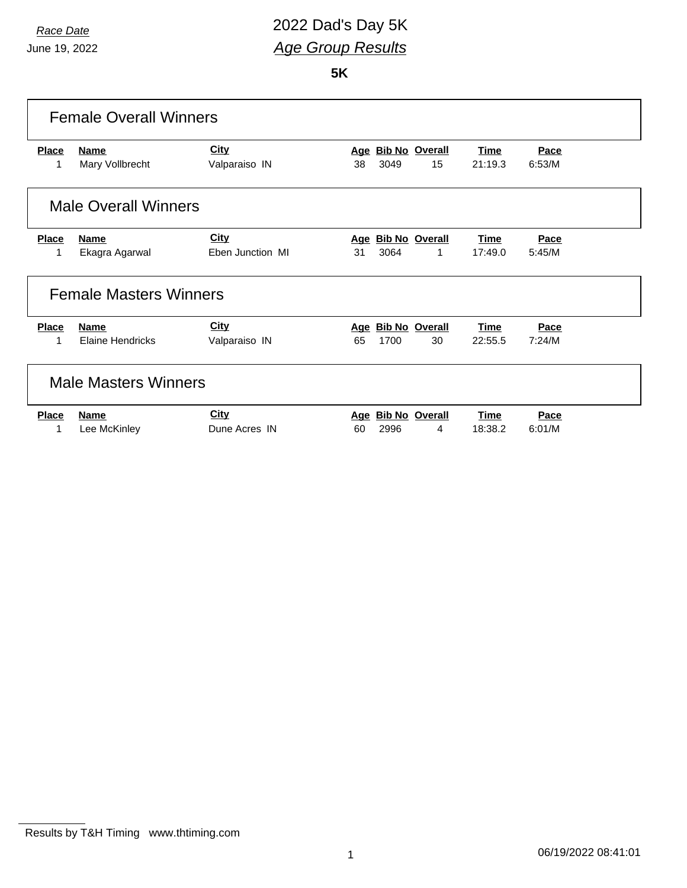*Race Date*

June 19, 2022

# 2022 Dad's Day 5K

## *Age Group Results*

**5K**

### Female Overall Winners

| Place | Name | City | Age | Bib No | Overall | Time | Pace |
|---|---|---|---|---|---|---|---|
| 1 | Mary Vollbrecht | Valparaiso IN | 38 | 3049 | 15 | 21:19.3 | 6:53/M |

### Male Overall Winners

| Place | Name | City | Age | Bib No | Overall | Time | Pace |
|---|---|---|---|---|---|---|---|
| 1 | Ekagra Agarwal | Eben Junction MI | 31 | 3064 | 1 | 17:49.0 | 5:45/M |

### Female Masters Winners

| Place | Name | City | Age | Bib No | Overall | Time | Pace |
|---|---|---|---|---|---|---|---|
| 1 | Elaine Hendricks | Valparaiso IN | 65 | 1700 | 30 | 22:55.5 | 7:24/M |

### Male Masters Winners

| Place | Name | City | Age | Bib No | Overall | Time | Pace |
|---|---|---|---|---|---|---|---|
| 1 | Lee McKinley | Dune Acres IN | 60 | 2996 | 4 | 18:38.2 | 6:01/M |

Results by T&H Timing www.thtiming.com

06/19/2022 08:41:01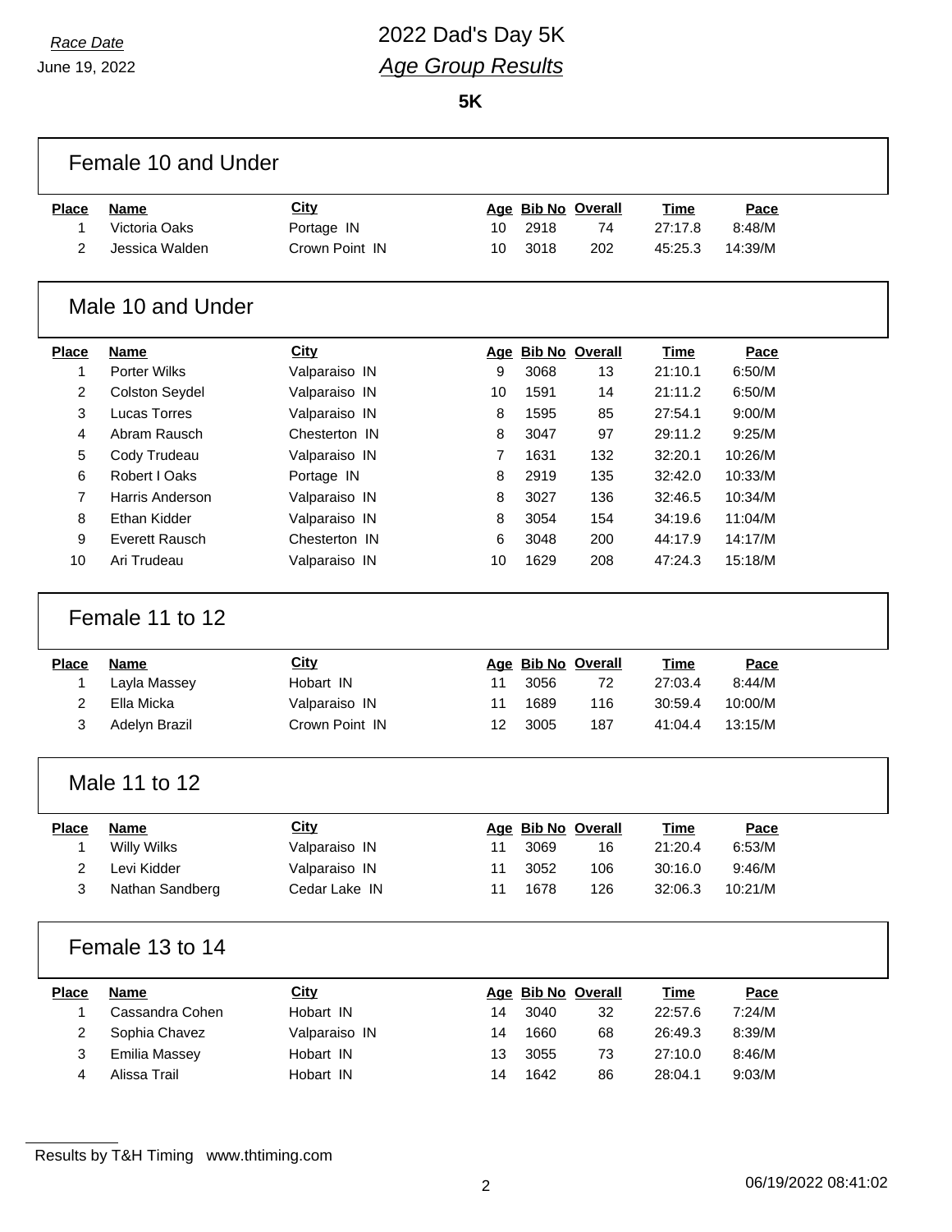*Race Date*
June 19, 2022

# 2022 Dad's Day 5K
## *Age Group Results*

**5K**

### Female 10 and Under

| Place | Name | City | Age | Bib No | Overall | Time | Pace |
|---|---|---|---|---|---|---|---|
| 1 | Victoria Oaks | Portage IN | 10 | 2918 | 74 | 27:17.8 | 8:48/M |
| 2 | Jessica Walden | Crown Point IN | 10 | 3018 | 202 | 45:25.3 | 14:39/M |

### Male 10 and Under

| Place | Name | City | Age | Bib No | Overall | Time | Pace |
|---|---|---|---|---|---|---|---|
| 1 | Porter Wilks | Valparaiso IN | 9 | 3068 | 13 | 21:10.1 | 6:50/M |
| 2 | Colston Seydel | Valparaiso IN | 10 | 1591 | 14 | 21:11.2 | 6:50/M |
| 3 | Lucas Torres | Valparaiso IN | 8 | 1595 | 85 | 27:54.1 | 9:00/M |
| 4 | Abram Rausch | Chesterton IN | 8 | 3047 | 97 | 29:11.2 | 9:25/M |
| 5 | Cody Trudeau | Valparaiso IN | 7 | 1631 | 132 | 32:20.1 | 10:26/M |
| 6 | Robert I Oaks | Portage IN | 8 | 2919 | 135 | 32:42.0 | 10:33/M |
| 7 | Harris Anderson | Valparaiso IN | 8 | 3027 | 136 | 32:46.5 | 10:34/M |
| 8 | Ethan Kidder | Valparaiso IN | 8 | 3054 | 154 | 34:19.6 | 11:04/M |
| 9 | Everett Rausch | Chesterton IN | 6 | 3048 | 200 | 44:17.9 | 14:17/M |
| 10 | Ari Trudeau | Valparaiso IN | 10 | 1629 | 208 | 47:24.3 | 15:18/M |

### Female 11 to 12

| Place | Name | City | Age | Bib No | Overall | Time | Pace |
|---|---|---|---|---|---|---|---|
| 1 | Layla Massey | Hobart IN | 11 | 3056 | 72 | 27:03.4 | 8:44/M |
| 2 | Ella Micka | Valparaiso IN | 11 | 1689 | 116 | 30:59.4 | 10:00/M |
| 3 | Adelyn Brazil | Crown Point IN | 12 | 3005 | 187 | 41:04.4 | 13:15/M |

### Male 11 to 12

| Place | Name | City | Age | Bib No | Overall | Time | Pace |
|---|---|---|---|---|---|---|---|
| 1 | Willy Wilks | Valparaiso IN | 11 | 3069 | 16 | 21:20.4 | 6:53/M |
| 2 | Levi Kidder | Valparaiso IN | 11 | 3052 | 106 | 30:16.0 | 9:46/M |
| 3 | Nathan Sandberg | Cedar Lake IN | 11 | 1678 | 126 | 32:06.3 | 10:21/M |

### Female 13 to 14

| Place | Name | City | Age | Bib No | Overall | Time | Pace |
|---|---|---|---|---|---|---|---|
| 1 | Cassandra Cohen | Hobart IN | 14 | 3040 | 32 | 22:57.6 | 7:24/M |
| 2 | Sophia Chavez | Valparaiso IN | 14 | 1660 | 68 | 26:49.3 | 8:39/M |
| 3 | Emilia Massey | Hobart IN | 13 | 3055 | 73 | 27:10.0 | 8:46/M |
| 4 | Alissa Trail | Hobart IN | 14 | 1642 | 86 | 28:04.1 | 9:03/M |

Results by T&H Timing www.thtiming.com

06/19/2022 08:41:02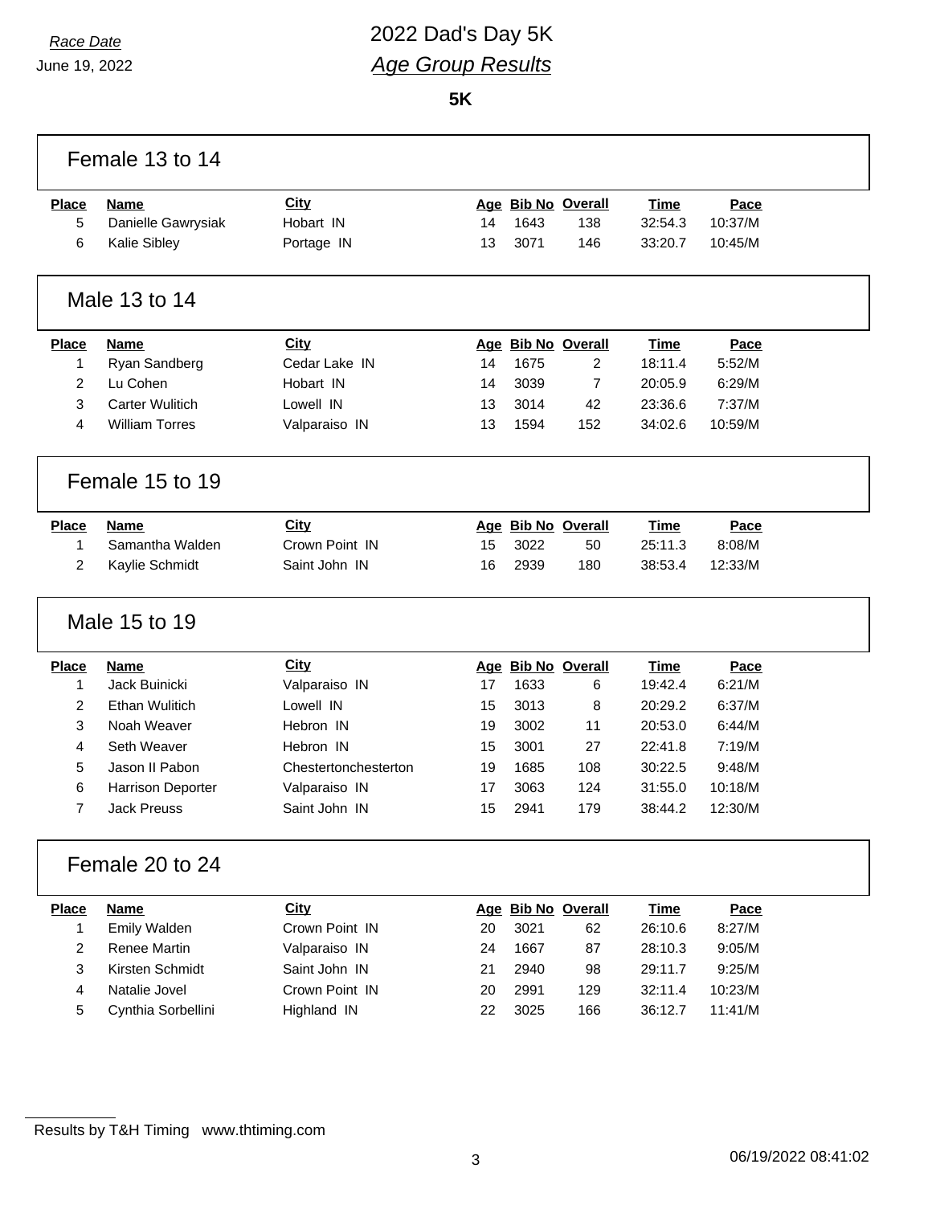*Race Date*
June 19, 2022

# 2022 Dad's Day 5K
## *Age Group Results*

**5K**

### Female 13 to 14

| Place | Name | City | Age | Bib No | Overall | Time | Pace |
|---|---|---|---|---|---|---|---|
| 5 | Danielle Gawrysiak | Hobart IN | 14 | 1643 | 138 | 32:54.3 | 10:37/M |
| 6 | Kalie Sibley | Portage IN | 13 | 3071 | 146 | 33:20.7 | 10:45/M |

### Male 13 to 14

| Place | Name | City | Age | Bib No | Overall | Time | Pace |
|---|---|---|---|---|---|---|---|
| 1 | Ryan Sandberg | Cedar Lake IN | 14 | 1675 | 2 | 18:11.4 | 5:52/M |
| 2 | Lu Cohen | Hobart IN | 14 | 3039 | 7 | 20:05.9 | 6:29/M |
| 3 | Carter Wulitich | Lowell IN | 13 | 3014 | 42 | 23:36.6 | 7:37/M |
| 4 | William Torres | Valparaiso IN | 13 | 1594 | 152 | 34:02.6 | 10:59/M |

### Female 15 to 19

| Place | Name | City | Age | Bib No | Overall | Time | Pace |
|---|---|---|---|---|---|---|---|
| 1 | Samantha Walden | Crown Point IN | 15 | 3022 | 50 | 25:11.3 | 8:08/M |
| 2 | Kaylie Schmidt | Saint John IN | 16 | 2939 | 180 | 38:53.4 | 12:33/M |

### Male 15 to 19

| Place | Name | City | Age | Bib No | Overall | Time | Pace |
|---|---|---|---|---|---|---|---|
| 1 | Jack Buinicki | Valparaiso IN | 17 | 1633 | 6 | 19:42.4 | 6:21/M |
| 2 | Ethan Wulitich | Lowell IN | 15 | 3013 | 8 | 20:29.2 | 6:37/M |
| 3 | Noah Weaver | Hebron IN | 19 | 3002 | 11 | 20:53.0 | 6:44/M |
| 4 | Seth Weaver | Hebron IN | 15 | 3001 | 27 | 22:41.8 | 7:19/M |
| 5 | Jason II Pabon | Chestertonchesterton | 19 | 1685 | 108 | 30:22.5 | 9:48/M |
| 6 | Harrison Deporter | Valparaiso IN | 17 | 3063 | 124 | 31:55.0 | 10:18/M |
| 7 | Jack Preuss | Saint John IN | 15 | 2941 | 179 | 38:44.2 | 12:30/M |

### Female 20 to 24

| Place | Name | City | Age | Bib No | Overall | Time | Pace |
|---|---|---|---|---|---|---|---|
| 1 | Emily Walden | Crown Point IN | 20 | 3021 | 62 | 26:10.6 | 8:27/M |
| 2 | Renee Martin | Valparaiso IN | 24 | 1667 | 87 | 28:10.3 | 9:05/M |
| 3 | Kirsten Schmidt | Saint John IN | 21 | 2940 | 98 | 29:11.7 | 9:25/M |
| 4 | Natalie Jovel | Crown Point IN | 20 | 2991 | 129 | 32:11.4 | 10:23/M |
| 5 | Cynthia Sorbellini | Highland IN | 22 | 3025 | 166 | 36:12.7 | 11:41/M |

Results by T&H Timing www.thtiming.com

06/19/2022 08:41:02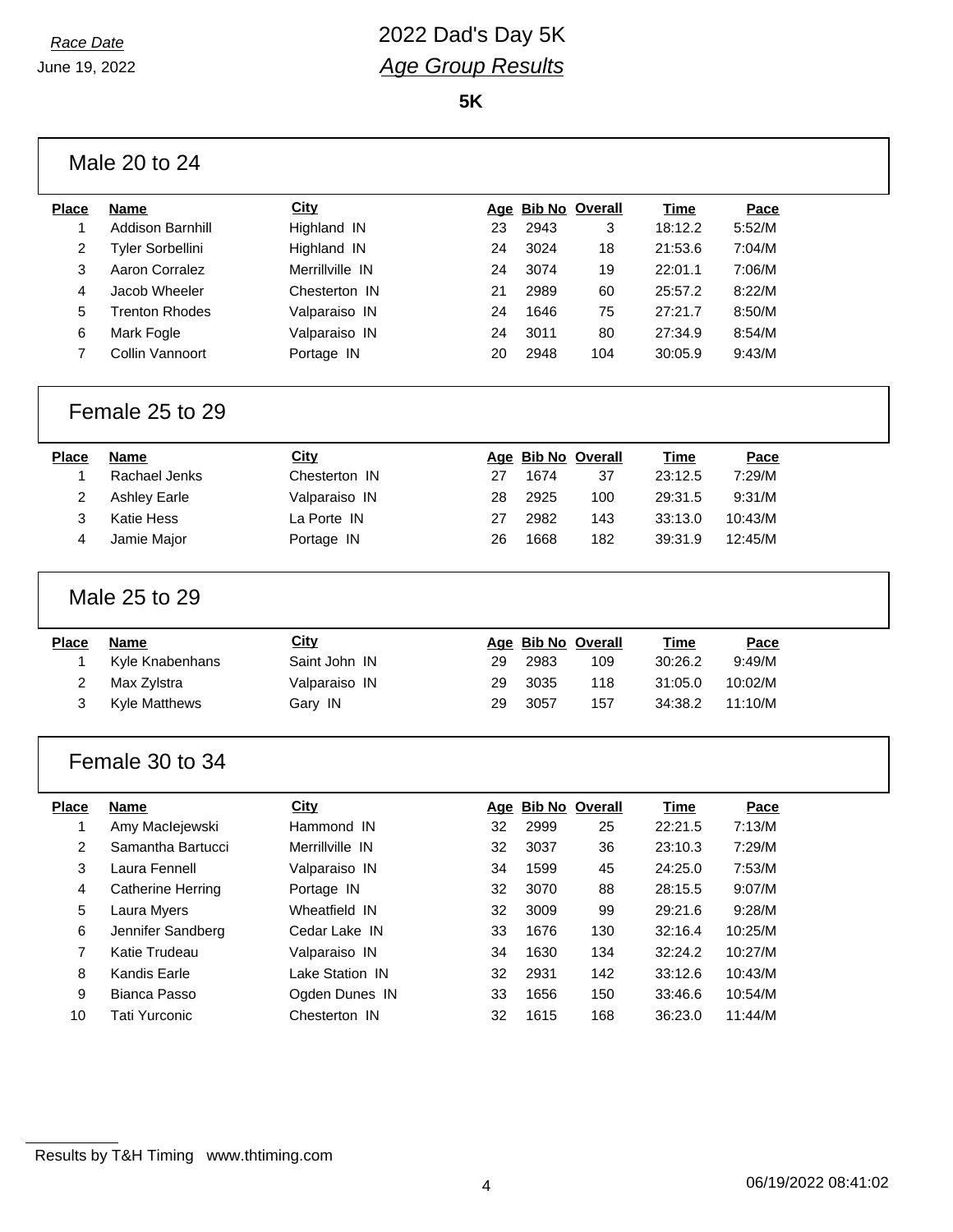# 2022 Dad's Day 5K

*Race Date*
June 19, 2022

## *Age Group Results*

**5K**

### Male 20 to 24

| Place | Name | City | Age | Bib No | Overall | Time | Pace |
|---|---|---|---|---|---|---|---|
| 1 | Addison Barnhill | Highland IN | 23 | 2943 | 3 | 18:12.2 | 5:52/M |
| 2 | Tyler Sorbellini | Highland IN | 24 | 3024 | 18 | 21:53.6 | 7:04/M |
| 3 | Aaron Corralez | Merrillville IN | 24 | 3074 | 19 | 22:01.1 | 7:06/M |
| 4 | Jacob Wheeler | Chesterton IN | 21 | 2989 | 60 | 25:57.2 | 8:22/M |
| 5 | Trenton Rhodes | Valparaiso IN | 24 | 1646 | 75 | 27:21.7 | 8:50/M |
| 6 | Mark Fogle | Valparaiso IN | 24 | 3011 | 80 | 27:34.9 | 8:54/M |
| 7 | Collin Vannoort | Portage IN | 20 | 2948 | 104 | 30:05.9 | 9:43/M |

### Female 25 to 29

| Place | Name | City | Age | Bib No | Overall | Time | Pace |
|---|---|---|---|---|---|---|---|
| 1 | Rachael Jenks | Chesterton IN | 27 | 1674 | 37 | 23:12.5 | 7:29/M |
| 2 | Ashley Earle | Valparaiso IN | 28 | 2925 | 100 | 29:31.5 | 9:31/M |
| 3 | Katie Hess | La Porte IN | 27 | 2982 | 143 | 33:13.0 | 10:43/M |
| 4 | Jamie Major | Portage IN | 26 | 1668 | 182 | 39:31.9 | 12:45/M |

### Male 25 to 29

| Place | Name | City | Age | Bib No | Overall | Time | Pace |
|---|---|---|---|---|---|---|---|
| 1 | Kyle Knabenhans | Saint John IN | 29 | 2983 | 109 | 30:26.2 | 9:49/M |
| 2 | Max Zylstra | Valparaiso IN | 29 | 3035 | 118 | 31:05.0 | 10:02/M |
| 3 | Kyle Matthews | Gary IN | 29 | 3057 | 157 | 34:38.2 | 11:10/M |

### Female 30 to 34

| Place | Name | City | Age | Bib No | Overall | Time | Pace |
|---|---|---|---|---|---|---|---|
| 1 | Amy MacIejewski | Hammond IN | 32 | 2999 | 25 | 22:21.5 | 7:13/M |
| 2 | Samantha Bartucci | Merrillville IN | 32 | 3037 | 36 | 23:10.3 | 7:29/M |
| 3 | Laura Fennell | Valparaiso IN | 34 | 1599 | 45 | 24:25.0 | 7:53/M |
| 4 | Catherine Herring | Portage IN | 32 | 3070 | 88 | 28:15.5 | 9:07/M |
| 5 | Laura Myers | Wheatfield IN | 32 | 3009 | 99 | 29:21.6 | 9:28/M |
| 6 | Jennifer Sandberg | Cedar Lake IN | 33 | 1676 | 130 | 32:16.4 | 10:25/M |
| 7 | Katie Trudeau | Valparaiso IN | 34 | 1630 | 134 | 32:24.2 | 10:27/M |
| 8 | Kandis Earle | Lake Station IN | 32 | 2931 | 142 | 33:12.6 | 10:43/M |
| 9 | Bianca Passo | Ogden Dunes IN | 33 | 1656 | 150 | 33:46.6 | 10:54/M |
| 10 | Tati Yurconic | Chesterton IN | 32 | 1615 | 168 | 36:23.0 | 11:44/M |

Results by T&H Timing www.thtiming.com

06/19/2022 08:41:02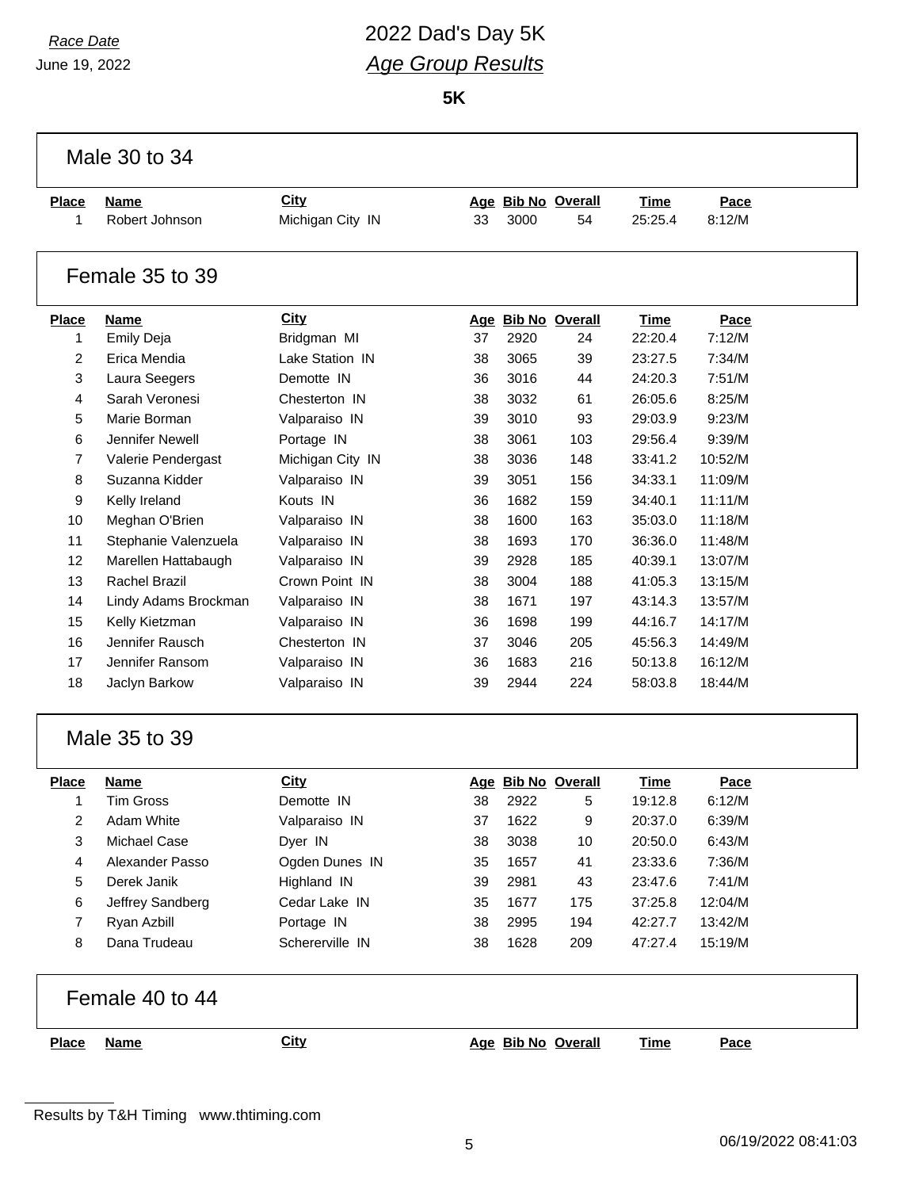*Race Date*
June 19, 2022

# 2022 Dad's Day 5K
## *Age Group Results*

**5K**

### Male 30 to 34

| Place | Name | City | Age | Bib No | Overall | Time | Pace |
|---|---|---|---|---|---|---|---|
| 1 | Robert Johnson | Michigan City IN | 33 | 3000 | 54 | 25:25.4 | 8:12/M |

### Female 35 to 39

| Place | Name | City | Age | Bib No | Overall | Time | Pace |
|---|---|---|---|---|---|---|---|
| 1 | Emily Deja | Bridgman MI | 37 | 2920 | 24 | 22:20.4 | 7:12/M |
| 2 | Erica Mendia | Lake Station IN | 38 | 3065 | 39 | 23:27.5 | 7:34/M |
| 3 | Laura Seegers | Demotte IN | 36 | 3016 | 44 | 24:20.3 | 7:51/M |
| 4 | Sarah Veronesi | Chesterton IN | 38 | 3032 | 61 | 26:05.6 | 8:25/M |
| 5 | Marie Borman | Valparaiso IN | 39 | 3010 | 93 | 29:03.9 | 9:23/M |
| 6 | Jennifer Newell | Portage IN | 38 | 3061 | 103 | 29:56.4 | 9:39/M |
| 7 | Valerie Pendergast | Michigan City IN | 38 | 3036 | 148 | 33:41.2 | 10:52/M |
| 8 | Suzanna Kidder | Valparaiso IN | 39 | 3051 | 156 | 34:33.1 | 11:09/M |
| 9 | Kelly Ireland | Kouts IN | 36 | 1682 | 159 | 34:40.1 | 11:11/M |
| 10 | Meghan O'Brien | Valparaiso IN | 38 | 1600 | 163 | 35:03.0 | 11:18/M |
| 11 | Stephanie Valenzuela | Valparaiso IN | 38 | 1693 | 170 | 36:36.0 | 11:48/M |
| 12 | Marellen Hattabaugh | Valparaiso IN | 39 | 2928 | 185 | 40:39.1 | 13:07/M |
| 13 | Rachel Brazil | Crown Point IN | 38 | 3004 | 188 | 41:05.3 | 13:15/M |
| 14 | Lindy Adams Brockman | Valparaiso IN | 38 | 1671 | 197 | 43:14.3 | 13:57/M |
| 15 | Kelly Kietzman | Valparaiso IN | 36 | 1698 | 199 | 44:16.7 | 14:17/M |
| 16 | Jennifer Rausch | Chesterton IN | 37 | 3046 | 205 | 45:56.3 | 14:49/M |
| 17 | Jennifer Ransom | Valparaiso IN | 36 | 1683 | 216 | 50:13.8 | 16:12/M |
| 18 | Jaclyn Barkow | Valparaiso IN | 39 | 2944 | 224 | 58:03.8 | 18:44/M |

### Male 35 to 39

| Place | Name | City | Age | Bib No | Overall | Time | Pace |
|---|---|---|---|---|---|---|---|
| 1 | Tim Gross | Demotte IN | 38 | 2922 | 5 | 19:12.8 | 6:12/M |
| 2 | Adam White | Valparaiso IN | 37 | 1622 | 9 | 20:37.0 | 6:39/M |
| 3 | Michael Case | Dyer IN | 38 | 3038 | 10 | 20:50.0 | 6:43/M |
| 4 | Alexander Passo | Ogden Dunes IN | 35 | 1657 | 41 | 23:33.6 | 7:36/M |
| 5 | Derek Janik | Highland IN | 39 | 2981 | 43 | 23:47.6 | 7:41/M |
| 6 | Jeffrey Sandberg | Cedar Lake IN | 35 | 1677 | 175 | 37:25.8 | 12:04/M |
| 7 | Ryan Azbill | Portage IN | 38 | 2995 | 194 | 42:27.7 | 13:42/M |
| 8 | Dana Trudeau | Schererville IN | 38 | 1628 | 209 | 47:27.4 | 15:19/M |

### Female 40 to 44

| Place | Name | City | Age | Bib No | Overall | Time | Pace |
|---|---|---|---|---|---|---|---|

Results by T&H Timing www.thtiming.com

06/19/2022 08:41:03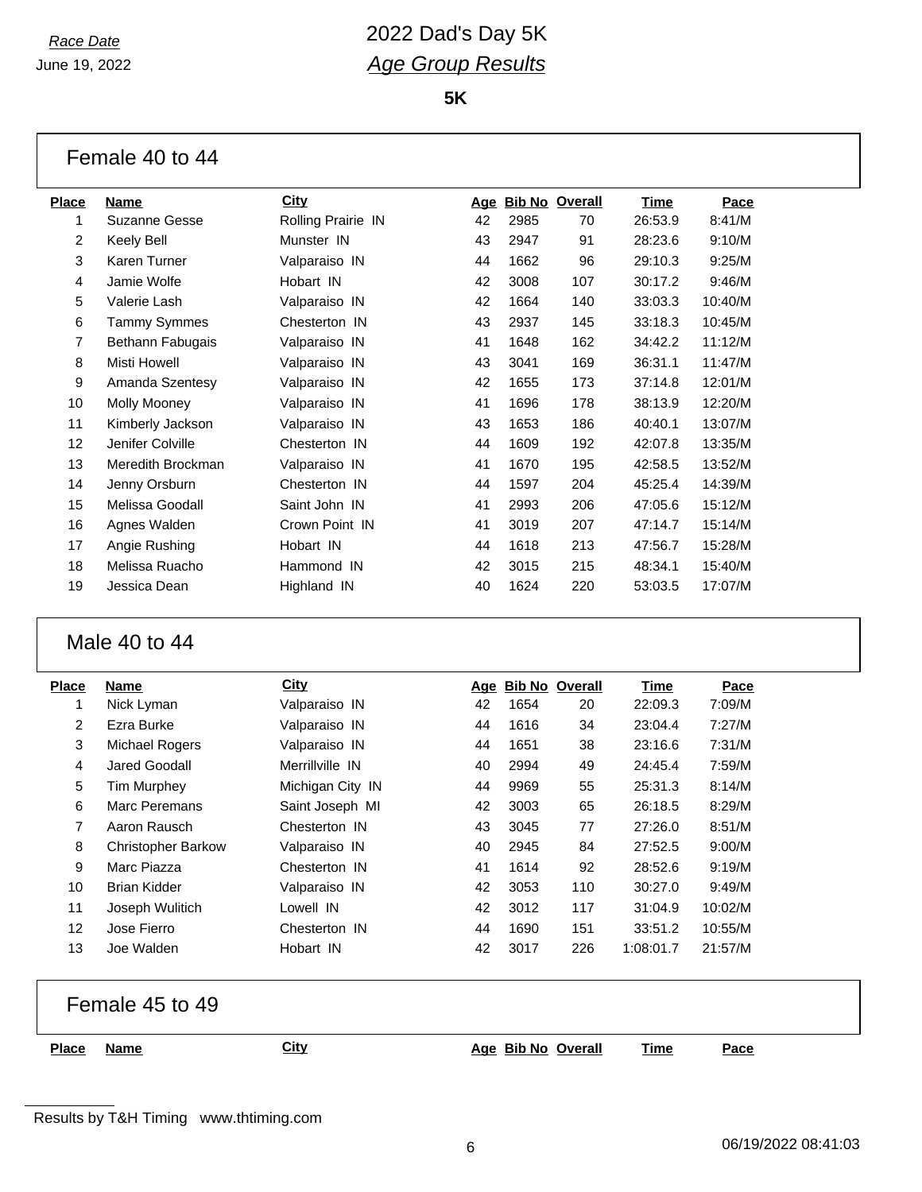# 2022 Dad's Day 5K

*Race Date*
June 19, 2022

## *Age Group Results*

**5K**

### Female 40 to 44

| Place | Name | City | Age | Bib No | Overall | Time | Pace |
|---|---|---|---|---|---|---|---|
| 1 | Suzanne Gesse | Rolling Prairie IN | 42 | 2985 | 70 | 26:53.9 | 8:41/M |
| 2 | Keely Bell | Munster IN | 43 | 2947 | 91 | 28:23.6 | 9:10/M |
| 3 | Karen Turner | Valparaiso IN | 44 | 1662 | 96 | 29:10.3 | 9:25/M |
| 4 | Jamie Wolfe | Hobart IN | 42 | 3008 | 107 | 30:17.2 | 9:46/M |
| 5 | Valerie Lash | Valparaiso IN | 42 | 1664 | 140 | 33:03.3 | 10:40/M |
| 6 | Tammy Symmes | Chesterton IN | 43 | 2937 | 145 | 33:18.3 | 10:45/M |
| 7 | Bethann Fabugais | Valparaiso IN | 41 | 1648 | 162 | 34:42.2 | 11:12/M |
| 8 | Misti Howell | Valparaiso IN | 43 | 3041 | 169 | 36:31.1 | 11:47/M |
| 9 | Amanda Szentesy | Valparaiso IN | 42 | 1655 | 173 | 37:14.8 | 12:01/M |
| 10 | Molly Mooney | Valparaiso IN | 41 | 1696 | 178 | 38:13.9 | 12:20/M |
| 11 | Kimberly Jackson | Valparaiso IN | 43 | 1653 | 186 | 40:40.1 | 13:07/M |
| 12 | Jenifer Colville | Chesterton IN | 44 | 1609 | 192 | 42:07.8 | 13:35/M |
| 13 | Meredith Brockman | Valparaiso IN | 41 | 1670 | 195 | 42:58.5 | 13:52/M |
| 14 | Jenny Orsburn | Chesterton IN | 44 | 1597 | 204 | 45:25.4 | 14:39/M |
| 15 | Melissa Goodall | Saint John IN | 41 | 2993 | 206 | 47:05.6 | 15:12/M |
| 16 | Agnes Walden | Crown Point IN | 41 | 3019 | 207 | 47:14.7 | 15:14/M |
| 17 | Angie Rushing | Hobart IN | 44 | 1618 | 213 | 47:56.7 | 15:28/M |
| 18 | Melissa Ruacho | Hammond IN | 42 | 3015 | 215 | 48:34.1 | 15:40/M |
| 19 | Jessica Dean | Highland IN | 40 | 1624 | 220 | 53:03.5 | 17:07/M |

### Male 40 to 44

| Place | Name | City | Age | Bib No | Overall | Time | Pace |
|---|---|---|---|---|---|---|---|
| 1 | Nick Lyman | Valparaiso IN | 42 | 1654 | 20 | 22:09.3 | 7:09/M |
| 2 | Ezra Burke | Valparaiso IN | 44 | 1616 | 34 | 23:04.4 | 7:27/M |
| 3 | Michael Rogers | Valparaiso IN | 44 | 1651 | 38 | 23:16.6 | 7:31/M |
| 4 | Jared Goodall | Merrillville IN | 40 | 2994 | 49 | 24:45.4 | 7:59/M |
| 5 | Tim Murphey | Michigan City IN | 44 | 9969 | 55 | 25:31.3 | 8:14/M |
| 6 | Marc Peremans | Saint Joseph MI | 42 | 3003 | 65 | 26:18.5 | 8:29/M |
| 7 | Aaron Rausch | Chesterton IN | 43 | 3045 | 77 | 27:26.0 | 8:51/M |
| 8 | Christopher Barkow | Valparaiso IN | 40 | 2945 | 84 | 27:52.5 | 9:00/M |
| 9 | Marc Piazza | Chesterton IN | 41 | 1614 | 92 | 28:52.6 | 9:19/M |
| 10 | Brian Kidder | Valparaiso IN | 42 | 3053 | 110 | 30:27.0 | 9:49/M |
| 11 | Joseph Wulitich | Lowell IN | 42 | 3012 | 117 | 31:04.9 | 10:02/M |
| 12 | Jose Fierro | Chesterton IN | 44 | 1690 | 151 | 33:51.2 | 10:55/M |
| 13 | Joe Walden | Hobart IN | 42 | 3017 | 226 | 1:08:01.7 | 21:57/M |

### Female 45 to 49

| Place | Name | City | Age | Bib No | Overall | Time | Pace |
|---|---|---|---|---|---|---|---|

Results by T&H Timing www.thtiming.com

06/19/2022 08:41:03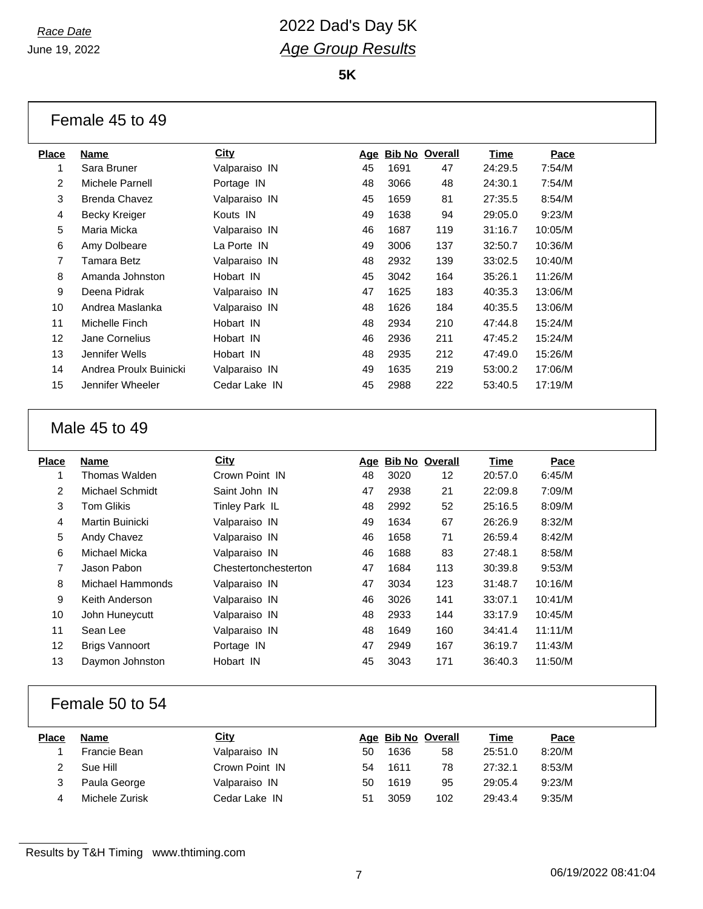# 2022 Dad's Day 5K

## *Age Group Results*

*Race Date*
June 19, 2022

**5K**

### Female 45 to 49

| Place | Name | City | Age | Bib No | Overall | Time | Pace |
|---|---|---|---|---|---|---|---|
| 1 | Sara Bruner | Valparaiso IN | 45 | 1691 | 47 | 24:29.5 | 7:54/M |
| 2 | Michele Parnell | Portage IN | 48 | 3066 | 48 | 24:30.1 | 7:54/M |
| 3 | Brenda Chavez | Valparaiso IN | 45 | 1659 | 81 | 27:35.5 | 8:54/M |
| 4 | Becky Kreiger | Kouts IN | 49 | 1638 | 94 | 29:05.0 | 9:23/M |
| 5 | Maria Micka | Valparaiso IN | 46 | 1687 | 119 | 31:16.7 | 10:05/M |
| 6 | Amy Dolbeare | La Porte IN | 49 | 3006 | 137 | 32:50.7 | 10:36/M |
| 7 | Tamara Betz | Valparaiso IN | 48 | 2932 | 139 | 33:02.5 | 10:40/M |
| 8 | Amanda Johnston | Hobart IN | 45 | 3042 | 164 | 35:26.1 | 11:26/M |
| 9 | Deena Pidrak | Valparaiso IN | 47 | 1625 | 183 | 40:35.3 | 13:06/M |
| 10 | Andrea Maslanka | Valparaiso IN | 48 | 1626 | 184 | 40:35.5 | 13:06/M |
| 11 | Michelle Finch | Hobart IN | 48 | 2934 | 210 | 47:44.8 | 15:24/M |
| 12 | Jane Cornelius | Hobart IN | 46 | 2936 | 211 | 47:45.2 | 15:24/M |
| 13 | Jennifer Wells | Hobart IN | 48 | 2935 | 212 | 47:49.0 | 15:26/M |
| 14 | Andrea Proulx Buinicki | Valparaiso IN | 49 | 1635 | 219 | 53:00.2 | 17:06/M |
| 15 | Jennifer Wheeler | Cedar Lake IN | 45 | 2988 | 222 | 53:40.5 | 17:19/M |

### Male 45 to 49

| Place | Name | City | Age | Bib No | Overall | Time | Pace |
|---|---|---|---|---|---|---|---|
| 1 | Thomas Walden | Crown Point IN | 48 | 3020 | 12 | 20:57.0 | 6:45/M |
| 2 | Michael Schmidt | Saint John IN | 47 | 2938 | 21 | 22:09.8 | 7:09/M |
| 3 | Tom Glikis | Tinley Park IL | 48 | 2992 | 52 | 25:16.5 | 8:09/M |
| 4 | Martin Buinicki | Valparaiso IN | 49 | 1634 | 67 | 26:26.9 | 8:32/M |
| 5 | Andy Chavez | Valparaiso IN | 46 | 1658 | 71 | 26:59.4 | 8:42/M |
| 6 | Michael Micka | Valparaiso IN | 46 | 1688 | 83 | 27:48.1 | 8:58/M |
| 7 | Jason Pabon | Chestertonchesterton | 47 | 1684 | 113 | 30:39.8 | 9:53/M |
| 8 | Michael Hammonds | Valparaiso IN | 47 | 3034 | 123 | 31:48.7 | 10:16/M |
| 9 | Keith Anderson | Valparaiso IN | 46 | 3026 | 141 | 33:07.1 | 10:41/M |
| 10 | John Huneycutt | Valparaiso IN | 48 | 2933 | 144 | 33:17.9 | 10:45/M |
| 11 | Sean Lee | Valparaiso IN | 48 | 1649 | 160 | 34:41.4 | 11:11/M |
| 12 | Brigs Vannoort | Portage IN | 47 | 2949 | 167 | 36:19.7 | 11:43/M |
| 13 | Daymon Johnston | Hobart IN | 45 | 3043 | 171 | 36:40.3 | 11:50/M |

### Female 50 to 54

| Place | Name | City | Age | Bib No | Overall | Time | Pace |
|---|---|---|---|---|---|---|---|
| 1 | Francie Bean | Valparaiso IN | 50 | 1636 | 58 | 25:51.0 | 8:20/M |
| 2 | Sue Hill | Crown Point IN | 54 | 1611 | 78 | 27:32.1 | 8:53/M |
| 3 | Paula George | Valparaiso IN | 50 | 1619 | 95 | 29:05.4 | 9:23/M |
| 4 | Michele Zurisk | Cedar Lake IN | 51 | 3059 | 102 | 29:43.4 | 9:35/M |

Results by T&H Timing www.thtiming.com

06/19/2022 08:41:04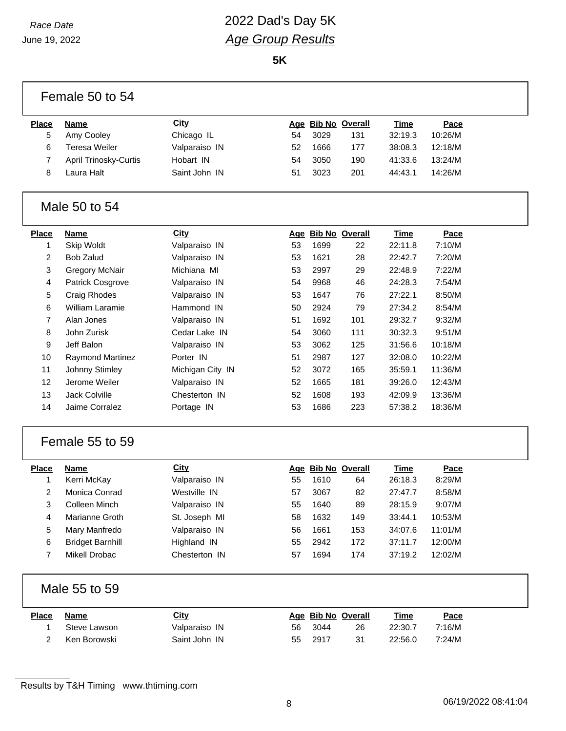*Race Date*
June 19, 2022

# 2022 Dad's Day 5K
## *Age Group Results*

**5K**

### Female 50 to 54

| Place | Name | City | Age | Bib No | Overall | Time | Pace |
|---|---|---|---|---|---|---|---|
| 5 | Amy Cooley | Chicago IL | 54 | 3029 | 131 | 32:19.3 | 10:26/M |
| 6 | Teresa Weiler | Valparaiso IN | 52 | 1666 | 177 | 38:08.3 | 12:18/M |
| 7 | April Trinosky-Curtis | Hobart IN | 54 | 3050 | 190 | 41:33.6 | 13:24/M |
| 8 | Laura Halt | Saint John IN | 51 | 3023 | 201 | 44:43.1 | 14:26/M |

### Male 50 to 54

| Place | Name | City | Age | Bib No | Overall | Time | Pace |
|---|---|---|---|---|---|---|---|
| 1 | Skip Woldt | Valparaiso IN | 53 | 1699 | 22 | 22:11.8 | 7:10/M |
| 2 | Bob Zalud | Valparaiso IN | 53 | 1621 | 28 | 22:42.7 | 7:20/M |
| 3 | Gregory McNair | Michiana MI | 53 | 2997 | 29 | 22:48.9 | 7:22/M |
| 4 | Patrick Cosgrove | Valparaiso IN | 54 | 9968 | 46 | 24:28.3 | 7:54/M |
| 5 | Craig Rhodes | Valparaiso IN | 53 | 1647 | 76 | 27:22.1 | 8:50/M |
| 6 | William Laramie | Hammond IN | 50 | 2924 | 79 | 27:34.2 | 8:54/M |
| 7 | Alan Jones | Valparaiso IN | 51 | 1692 | 101 | 29:32.7 | 9:32/M |
| 8 | John Zurisk | Cedar Lake IN | 54 | 3060 | 111 | 30:32.3 | 9:51/M |
| 9 | Jeff Balon | Valparaiso IN | 53 | 3062 | 125 | 31:56.6 | 10:18/M |
| 10 | Raymond Martinez | Porter IN | 51 | 2987 | 127 | 32:08.0 | 10:22/M |
| 11 | Johnny Stimley | Michigan City IN | 52 | 3072 | 165 | 35:59.1 | 11:36/M |
| 12 | Jerome Weiler | Valparaiso IN | 52 | 1665 | 181 | 39:26.0 | 12:43/M |
| 13 | Jack Colville | Chesterton IN | 52 | 1608 | 193 | 42:09.9 | 13:36/M |
| 14 | Jaime Corralez | Portage IN | 53 | 1686 | 223 | 57:38.2 | 18:36/M |

### Female 55 to 59

| Place | Name | City | Age | Bib No | Overall | Time | Pace |
|---|---|---|---|---|---|---|---|
| 1 | Kerri McKay | Valparaiso IN | 55 | 1610 | 64 | 26:18.3 | 8:29/M |
| 2 | Monica Conrad | Westville IN | 57 | 3067 | 82 | 27:47.7 | 8:58/M |
| 3 | Colleen Minch | Valparaiso IN | 55 | 1640 | 89 | 28:15.9 | 9:07/M |
| 4 | Marianne Groth | St. Joseph MI | 58 | 1632 | 149 | 33:44.1 | 10:53/M |
| 5 | Mary Manfredo | Valparaiso IN | 56 | 1661 | 153 | 34:07.6 | 11:01/M |
| 6 | Bridget Barnhill | Highland IN | 55 | 2942 | 172 | 37:11.7 | 12:00/M |
| 7 | Mikell Drobac | Chesterton IN | 57 | 1694 | 174 | 37:19.2 | 12:02/M |

### Male 55 to 59

| Place | Name | City | Age | Bib No | Overall | Time | Pace |
|---|---|---|---|---|---|---|---|
| 1 | Steve Lawson | Valparaiso IN | 56 | 3044 | 26 | 22:30.7 | 7:16/M |
| 2 | Ken Borowski | Saint John IN | 55 | 2917 | 31 | 22:56.0 | 7:24/M |

Results by T&H Timing www.thtiming.com

06/19/2022 08:41:04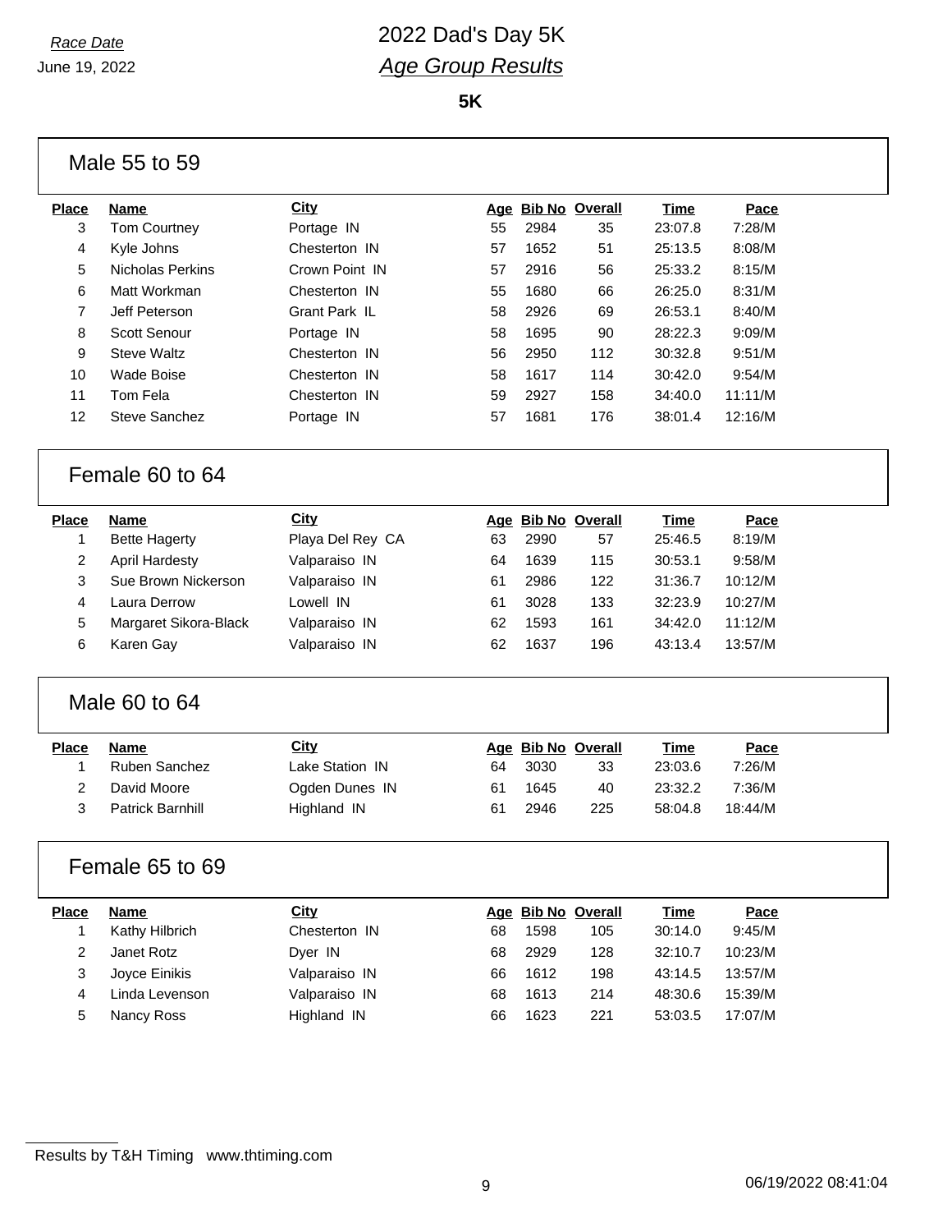*Race Date*

June 19, 2022

# 2022 Dad's Day 5K

## *Age Group Results*

**5K**

### Male 55 to 59

| Place | Name | City | Age | Bib No | Overall | Time | Pace |
|---|---|---|---|---|---|---|---|
| 3 | Tom Courtney | Portage IN | 55 | 2984 | 35 | 23:07.8 | 7:28/M |
| 4 | Kyle Johns | Chesterton IN | 57 | 1652 | 51 | 25:13.5 | 8:08/M |
| 5 | Nicholas Perkins | Crown Point IN | 57 | 2916 | 56 | 25:33.2 | 8:15/M |
| 6 | Matt Workman | Chesterton IN | 55 | 1680 | 66 | 26:25.0 | 8:31/M |
| 7 | Jeff Peterson | Grant Park IL | 58 | 2926 | 69 | 26:53.1 | 8:40/M |
| 8 | Scott Senour | Portage IN | 58 | 1695 | 90 | 28:22.3 | 9:09/M |
| 9 | Steve Waltz | Chesterton IN | 56 | 2950 | 112 | 30:32.8 | 9:51/M |
| 10 | Wade Boise | Chesterton IN | 58 | 1617 | 114 | 30:42.0 | 9:54/M |
| 11 | Tom Fela | Chesterton IN | 59 | 2927 | 158 | 34:40.0 | 11:11/M |
| 12 | Steve Sanchez | Portage IN | 57 | 1681 | 176 | 38:01.4 | 12:16/M |

### Female 60 to 64

| Place | Name | City | Age | Bib No | Overall | Time | Pace |
|---|---|---|---|---|---|---|---|
| 1 | Bette Hagerty | Playa Del Rey CA | 63 | 2990 | 57 | 25:46.5 | 8:19/M |
| 2 | April Hardesty | Valparaiso IN | 64 | 1639 | 115 | 30:53.1 | 9:58/M |
| 3 | Sue Brown Nickerson | Valparaiso IN | 61 | 2986 | 122 | 31:36.7 | 10:12/M |
| 4 | Laura Derrow | Lowell IN | 61 | 3028 | 133 | 32:23.9 | 10:27/M |
| 5 | Margaret Sikora-Black | Valparaiso IN | 62 | 1593 | 161 | 34:42.0 | 11:12/M |
| 6 | Karen Gay | Valparaiso IN | 62 | 1637 | 196 | 43:13.4 | 13:57/M |

### Male 60 to 64

| Place | Name | City | Age | Bib No | Overall | Time | Pace |
|---|---|---|---|---|---|---|---|
| 1 | Ruben Sanchez | Lake Station IN | 64 | 3030 | 33 | 23:03.6 | 7:26/M |
| 2 | David Moore | Ogden Dunes IN | 61 | 1645 | 40 | 23:32.2 | 7:36/M |
| 3 | Patrick Barnhill | Highland IN | 61 | 2946 | 225 | 58:04.8 | 18:44/M |

### Female 65 to 69

| Place | Name | City | Age | Bib No | Overall | Time | Pace |
|---|---|---|---|---|---|---|---|
| 1 | Kathy Hilbrich | Chesterton IN | 68 | 1598 | 105 | 30:14.0 | 9:45/M |
| 2 | Janet Rotz | Dyer IN | 68 | 2929 | 128 | 32:10.7 | 10:23/M |
| 3 | Joyce Einikis | Valparaiso IN | 66 | 1612 | 198 | 43:14.5 | 13:57/M |
| 4 | Linda Levenson | Valparaiso IN | 68 | 1613 | 214 | 48:30.6 | 15:39/M |
| 5 | Nancy Ross | Highland IN | 66 | 1623 | 221 | 53:03.5 | 17:07/M |

Results by T&H Timing www.thtiming.com

06/19/2022 08:41:04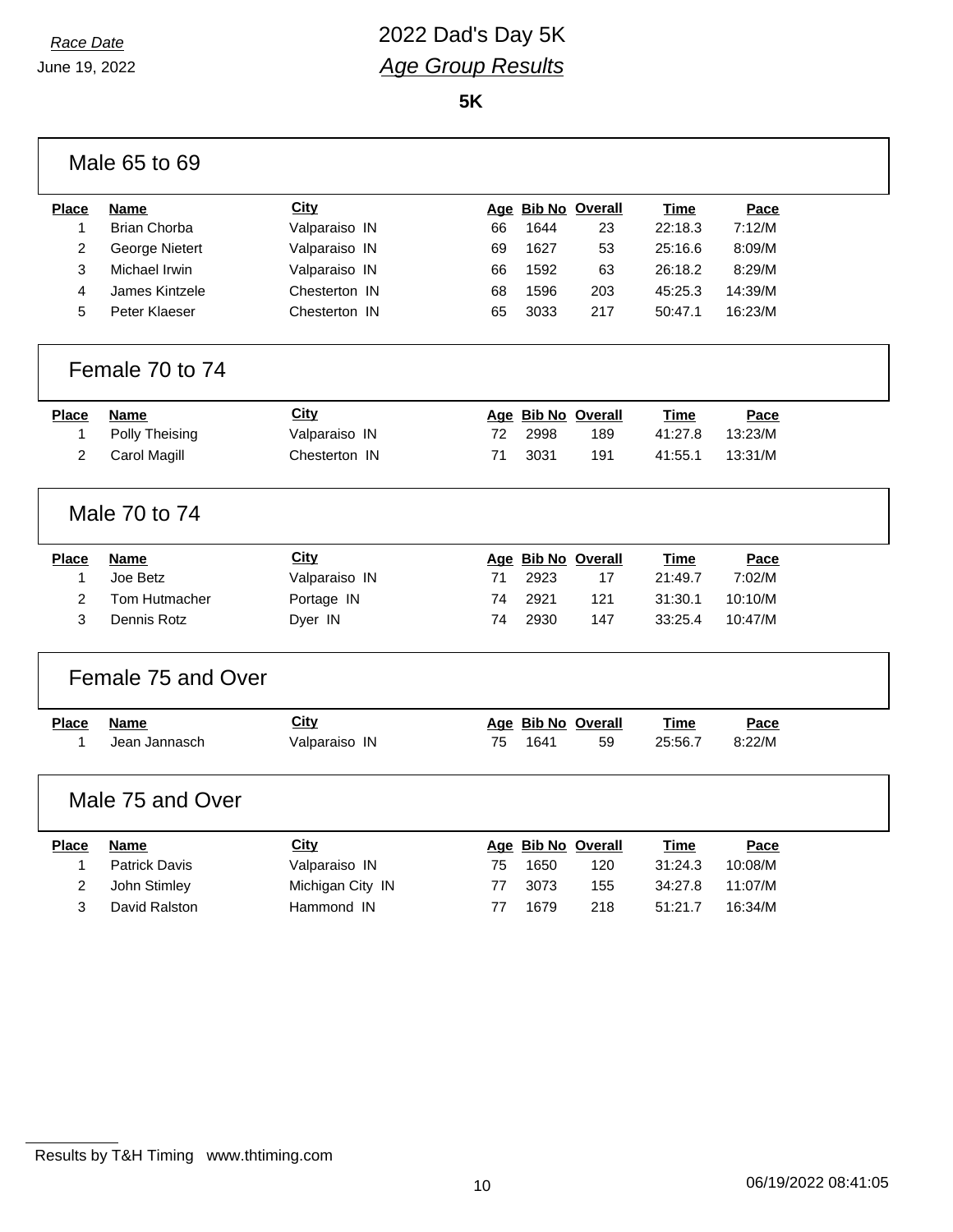Race Date
June 19, 2022

# 2022 Dad's Day 5K
## *Age Group Results*

**5K**

### Male 65 to 69

| Place | Name | City | Age | Bib No | Overall | Time | Pace |
|---|---|---|---|---|---|---|---|
| 1 | Brian Chorba | Valparaiso IN | 66 | 1644 | 23 | 22:18.3 | 7:12/M |
| 2 | George Nietert | Valparaiso IN | 69 | 1627 | 53 | 25:16.6 | 8:09/M |
| 3 | Michael Irwin | Valparaiso IN | 66 | 1592 | 63 | 26:18.2 | 8:29/M |
| 4 | James Kintzele | Chesterton IN | 68 | 1596 | 203 | 45:25.3 | 14:39/M |
| 5 | Peter Klaeser | Chesterton IN | 65 | 3033 | 217 | 50:47.1 | 16:23/M |

### Female 70 to 74

| Place | Name | City | Age | Bib No | Overall | Time | Pace |
|---|---|---|---|---|---|---|---|
| 1 | Polly Theising | Valparaiso IN | 72 | 2998 | 189 | 41:27.8 | 13:23/M |
| 2 | Carol Magill | Chesterton IN | 71 | 3031 | 191 | 41:55.1 | 13:31/M |

### Male 70 to 74

| Place | Name | City | Age | Bib No | Overall | Time | Pace |
|---|---|---|---|---|---|---|---|
| 1 | Joe Betz | Valparaiso IN | 71 | 2923 | 17 | 21:49.7 | 7:02/M |
| 2 | Tom Hutmacher | Portage IN | 74 | 2921 | 121 | 31:30.1 | 10:10/M |
| 3 | Dennis Rotz | Dyer IN | 74 | 2930 | 147 | 33:25.4 | 10:47/M |

### Female 75 and Over

| Place | Name | City | Age | Bib No | Overall | Time | Pace |
|---|---|---|---|---|---|---|---|
| 1 | Jean Jannasch | Valparaiso IN | 75 | 1641 | 59 | 25:56.7 | 8:22/M |

### Male 75 and Over

| Place | Name | City | Age | Bib No | Overall | Time | Pace |
|---|---|---|---|---|---|---|---|
| 1 | Patrick Davis | Valparaiso IN | 75 | 1650 | 120 | 31:24.3 | 10:08/M |
| 2 | John Stimley | Michigan City IN | 77 | 3073 | 155 | 34:27.8 | 11:07/M |
| 3 | David Ralston | Hammond IN | 77 | 1679 | 218 | 51:21.7 | 16:34/M |

Results by T&H Timing www.thtiming.com

06/19/2022 08:41:05